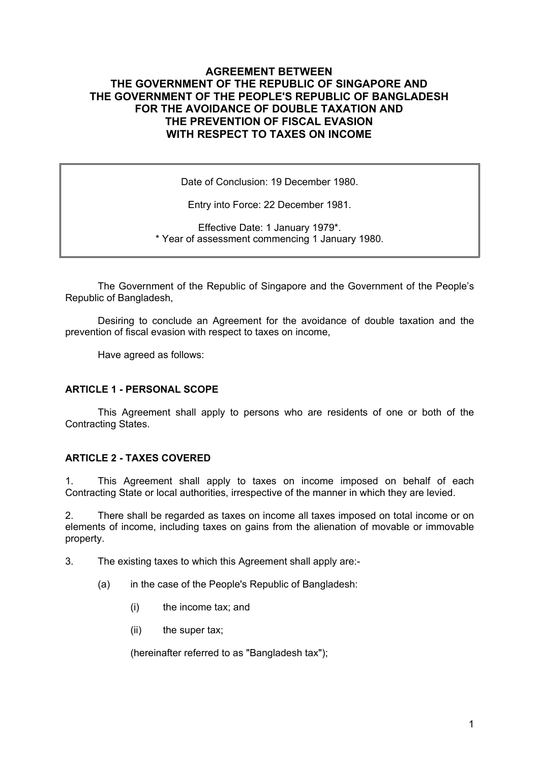# AGREEMENT BETWEEN THE GOVERNMENT OF THE REPUBLIC OF SINGAPORE AND THE GOVERNMENT OF THE PEOPLE'S REPUBLIC OF BANGLADESH FOR THE AVOIDANCE OF DOUBLE TAXATION AND THE PREVENTION OF FISCAL EVASION WITH RESPECT TO TAXES ON INCOME

> Date of Conclusion: 19 December 1980.
>
> Entry into Force: 22 December 1981.
>
> Effective Date: 1 January 1979*.
> * Year of assessment commencing 1 January 1980.

The Government of the Republic of Singapore and the Government of the People's Republic of Bangladesh,

Desiring to conclude an Agreement for the avoidance of double taxation and the prevention of fiscal evasion with respect to taxes on income,

Have agreed as follows:

## ARTICLE 1 - PERSONAL SCOPE

This Agreement shall apply to persons who are residents of one or both of the Contracting States.

## ARTICLE 2 - TAXES COVERED

1. This Agreement shall apply to taxes on income imposed on behalf of each Contracting State or local authorities, irrespective of the manner in which they are levied.

2. There shall be regarded as taxes on income all taxes imposed on total income or on elements of income, including taxes on gains from the alienation of movable or immovable property.

3. The existing taxes to which this Agreement shall apply are:-

   (a) in the case of the People's Republic of Bangladesh:

      (i) the income tax; and

      (ii) the super tax;

      (hereinafter referred to as "Bangladesh tax");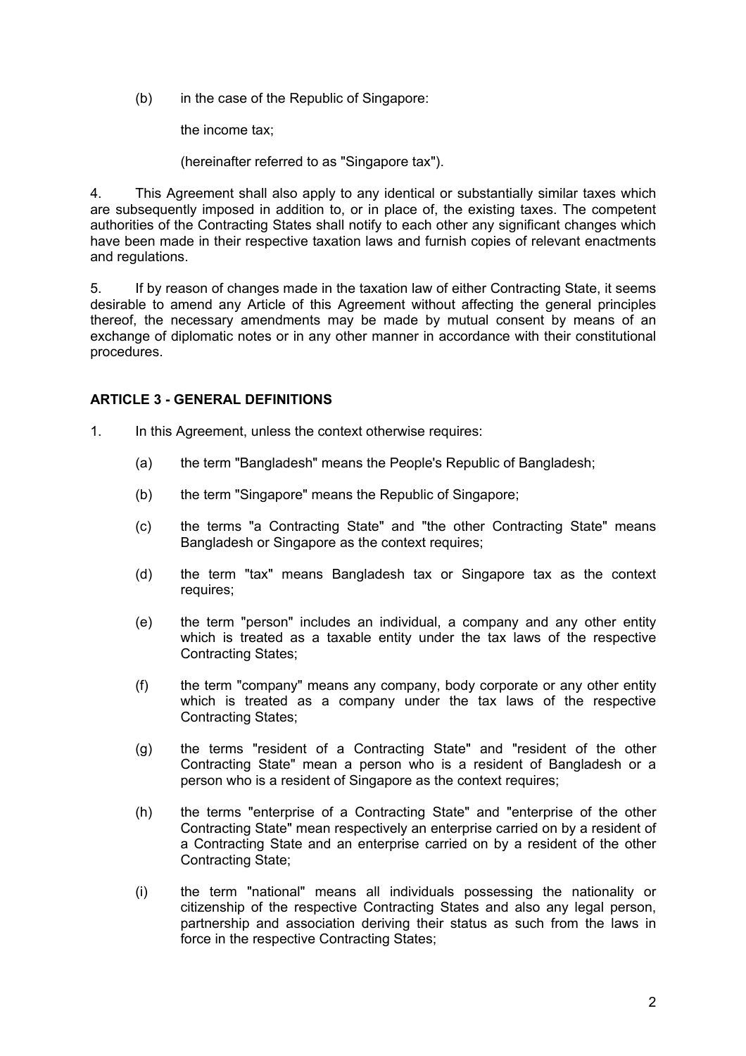(b) in the case of the Republic of Singapore:

the income tax;

(hereinafter referred to as "Singapore tax").

4. This Agreement shall also apply to any identical or substantially similar taxes which are subsequently imposed in addition to, or in place of, the existing taxes. The competent authorities of the Contracting States shall notify to each other any significant changes which have been made in their respective taxation laws and furnish copies of relevant enactments and regulations.

5. If by reason of changes made in the taxation law of either Contracting State, it seems desirable to amend any Article of this Agreement without affecting the general principles thereof, the necessary amendments may be made by mutual consent by means of an exchange of diplomatic notes or in any other manner in accordance with their constitutional procedures.

## ARTICLE 3 - GENERAL DEFINITIONS

1. In this Agreement, unless the context otherwise requires:

   (a) the term "Bangladesh" means the People's Republic of Bangladesh;

   (b) the term "Singapore" means the Republic of Singapore;

   (c) the terms "a Contracting State" and "the other Contracting State" means Bangladesh or Singapore as the context requires;

   (d) the term "tax" means Bangladesh tax or Singapore tax as the context requires;

   (e) the term "person" includes an individual, a company and any other entity which is treated as a taxable entity under the tax laws of the respective Contracting States;

   (f) the term "company" means any company, body corporate or any other entity which is treated as a company under the tax laws of the respective Contracting States;

   (g) the terms "resident of a Contracting State" and "resident of the other Contracting State" mean a person who is a resident of Bangladesh or a person who is a resident of Singapore as the context requires;

   (h) the terms "enterprise of a Contracting State" and "enterprise of the other Contracting State" mean respectively an enterprise carried on by a resident of a Contracting State and an enterprise carried on by a resident of the other Contracting State;

   (i) the term "national" means all individuals possessing the nationality or citizenship of the respective Contracting States and also any legal person, partnership and association deriving their status as such from the laws in force in the respective Contracting States;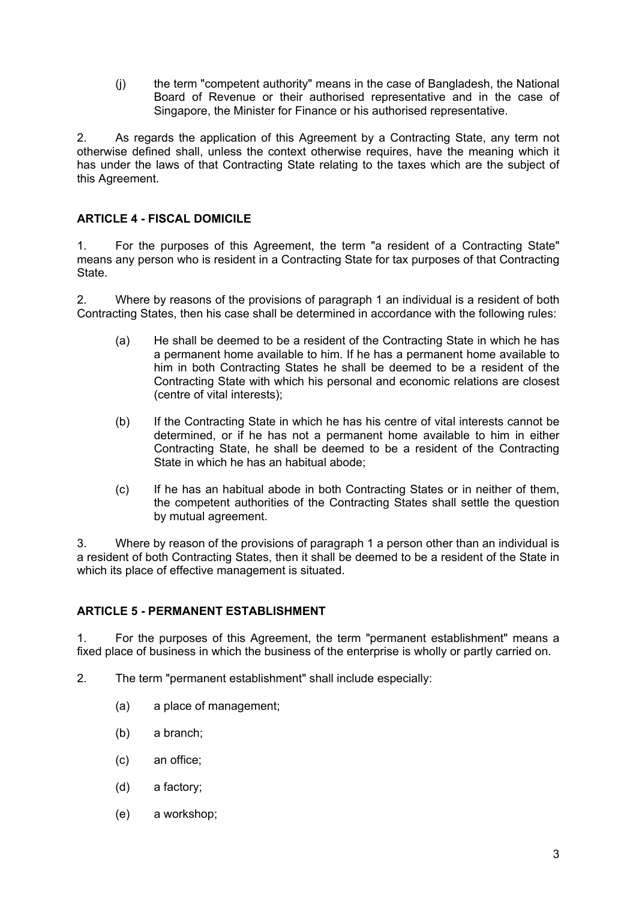(j) the term "competent authority" means in the case of Bangladesh, the National Board of Revenue or their authorised representative and in the case of Singapore, the Minister for Finance or his authorised representative.

2. As regards the application of this Agreement by a Contracting State, any term not otherwise defined shall, unless the context otherwise requires, have the meaning which it has under the laws of that Contracting State relating to the taxes which are the subject of this Agreement.

## ARTICLE 4 - FISCAL DOMICILE

1. For the purposes of this Agreement, the term "a resident of a Contracting State" means any person who is resident in a Contracting State for tax purposes of that Contracting State.

2. Where by reasons of the provisions of paragraph 1 an individual is a resident of both Contracting States, then his case shall be determined in accordance with the following rules:

   (a) He shall be deemed to be a resident of the Contracting State in which he has a permanent home available to him. If he has a permanent home available to him in both Contracting States he shall be deemed to be a resident of the Contracting State with which his personal and economic relations are closest (centre of vital interests);

   (b) If the Contracting State in which he has his centre of vital interests cannot be determined, or if he has not a permanent home available to him in either Contracting State, he shall be deemed to be a resident of the Contracting State in which he has an habitual abode;

   (c) If he has an habitual abode in both Contracting States or in neither of them, the competent authorities of the Contracting States shall settle the question by mutual agreement.

3. Where by reason of the provisions of paragraph 1 a person other than an individual is a resident of both Contracting States, then it shall be deemed to be a resident of the State in which its place of effective management is situated.

## ARTICLE 5 - PERMANENT ESTABLISHMENT

1. For the purposes of this Agreement, the term "permanent establishment" means a fixed place of business in which the business of the enterprise is wholly or partly carried on.

2. The term "permanent establishment" shall include especially:

   (a) a place of management;

   (b) a branch;

   (c) an office;

   (d) a factory;

   (e) a workshop;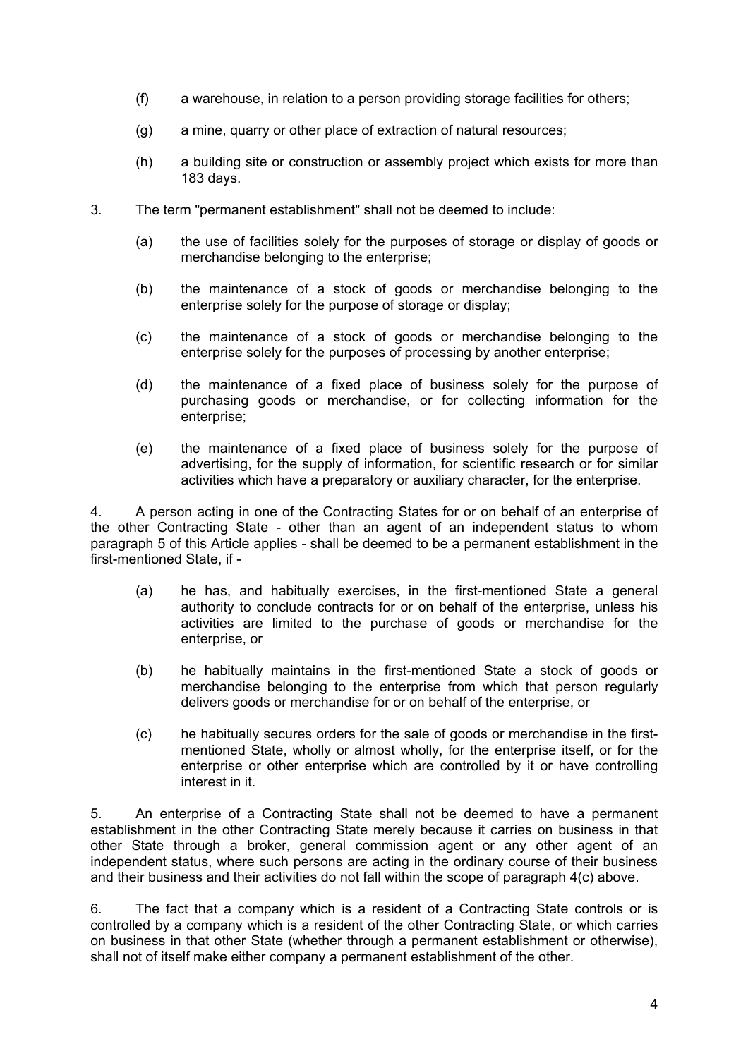(f) a warehouse, in relation to a person providing storage facilities for others;

(g) a mine, quarry or other place of extraction of natural resources;

(h) a building site or construction or assembly project which exists for more than 183 days.

3. The term "permanent establishment" shall not be deemed to include:

(a) the use of facilities solely for the purposes of storage or display of goods or merchandise belonging to the enterprise;

(b) the maintenance of a stock of goods or merchandise belonging to the enterprise solely for the purpose of storage or display;

(c) the maintenance of a stock of goods or merchandise belonging to the enterprise solely for the purposes of processing by another enterprise;

(d) the maintenance of a fixed place of business solely for the purpose of purchasing goods or merchandise, or for collecting information for the enterprise;

(e) the maintenance of a fixed place of business solely for the purpose of advertising, for the supply of information, for scientific research or for similar activities which have a preparatory or auxiliary character, for the enterprise.

4. A person acting in one of the Contracting States for or on behalf of an enterprise of the other Contracting State - other than an agent of an independent status to whom paragraph 5 of this Article applies - shall be deemed to be a permanent establishment in the first-mentioned State, if -

(a) he has, and habitually exercises, in the first-mentioned State a general authority to conclude contracts for or on behalf of the enterprise, unless his activities are limited to the purchase of goods or merchandise for the enterprise, or

(b) he habitually maintains in the first-mentioned State a stock of goods or merchandise belonging to the enterprise from which that person regularly delivers goods or merchandise for or on behalf of the enterprise, or

(c) he habitually secures orders for the sale of goods or merchandise in the first-mentioned State, wholly or almost wholly, for the enterprise itself, or for the enterprise or other enterprise which are controlled by it or have controlling interest in it.

5. An enterprise of a Contracting State shall not be deemed to have a permanent establishment in the other Contracting State merely because it carries on business in that other State through a broker, general commission agent or any other agent of an independent status, where such persons are acting in the ordinary course of their business and their business and their activities do not fall within the scope of paragraph 4(c) above.

6. The fact that a company which is a resident of a Contracting State controls or is controlled by a company which is a resident of the other Contracting State, or which carries on business in that other State (whether through a permanent establishment or otherwise), shall not of itself make either company a permanent establishment of the other.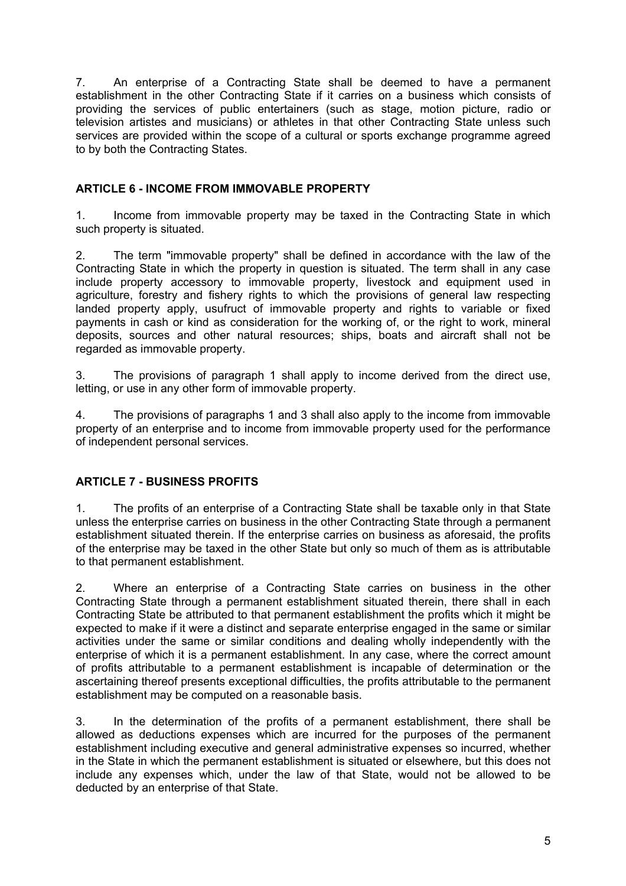7. An enterprise of a Contracting State shall be deemed to have a permanent establishment in the other Contracting State if it carries on a business which consists of providing the services of public entertainers (such as stage, motion picture, radio or television artistes and musicians) or athletes in that other Contracting State unless such services are provided within the scope of a cultural or sports exchange programme agreed to by both the Contracting States.

## ARTICLE 6 - INCOME FROM IMMOVABLE PROPERTY

1. Income from immovable property may be taxed in the Contracting State in which such property is situated.

2. The term "immovable property" shall be defined in accordance with the law of the Contracting State in which the property in question is situated. The term shall in any case include property accessory to immovable property, livestock and equipment used in agriculture, forestry and fishery rights to which the provisions of general law respecting landed property apply, usufruct of immovable property and rights to variable or fixed payments in cash or kind as consideration for the working of, or the right to work, mineral deposits, sources and other natural resources; ships, boats and aircraft shall not be regarded as immovable property.

3. The provisions of paragraph 1 shall apply to income derived from the direct use, letting, or use in any other form of immovable property.

4. The provisions of paragraphs 1 and 3 shall also apply to the income from immovable property of an enterprise and to income from immovable property used for the performance of independent personal services.

## ARTICLE 7 - BUSINESS PROFITS

1. The profits of an enterprise of a Contracting State shall be taxable only in that State unless the enterprise carries on business in the other Contracting State through a permanent establishment situated therein. If the enterprise carries on business as aforesaid, the profits of the enterprise may be taxed in the other State but only so much of them as is attributable to that permanent establishment.

2. Where an enterprise of a Contracting State carries on business in the other Contracting State through a permanent establishment situated therein, there shall in each Contracting State be attributed to that permanent establishment the profits which it might be expected to make if it were a distinct and separate enterprise engaged in the same or similar activities under the same or similar conditions and dealing wholly independently with the enterprise of which it is a permanent establishment. In any case, where the correct amount of profits attributable to a permanent establishment is incapable of determination or the ascertaining thereof presents exceptional difficulties, the profits attributable to the permanent establishment may be computed on a reasonable basis.

3. In the determination of the profits of a permanent establishment, there shall be allowed as deductions expenses which are incurred for the purposes of the permanent establishment including executive and general administrative expenses so incurred, whether in the State in which the permanent establishment is situated or elsewhere, but this does not include any expenses which, under the law of that State, would not be allowed to be deducted by an enterprise of that State.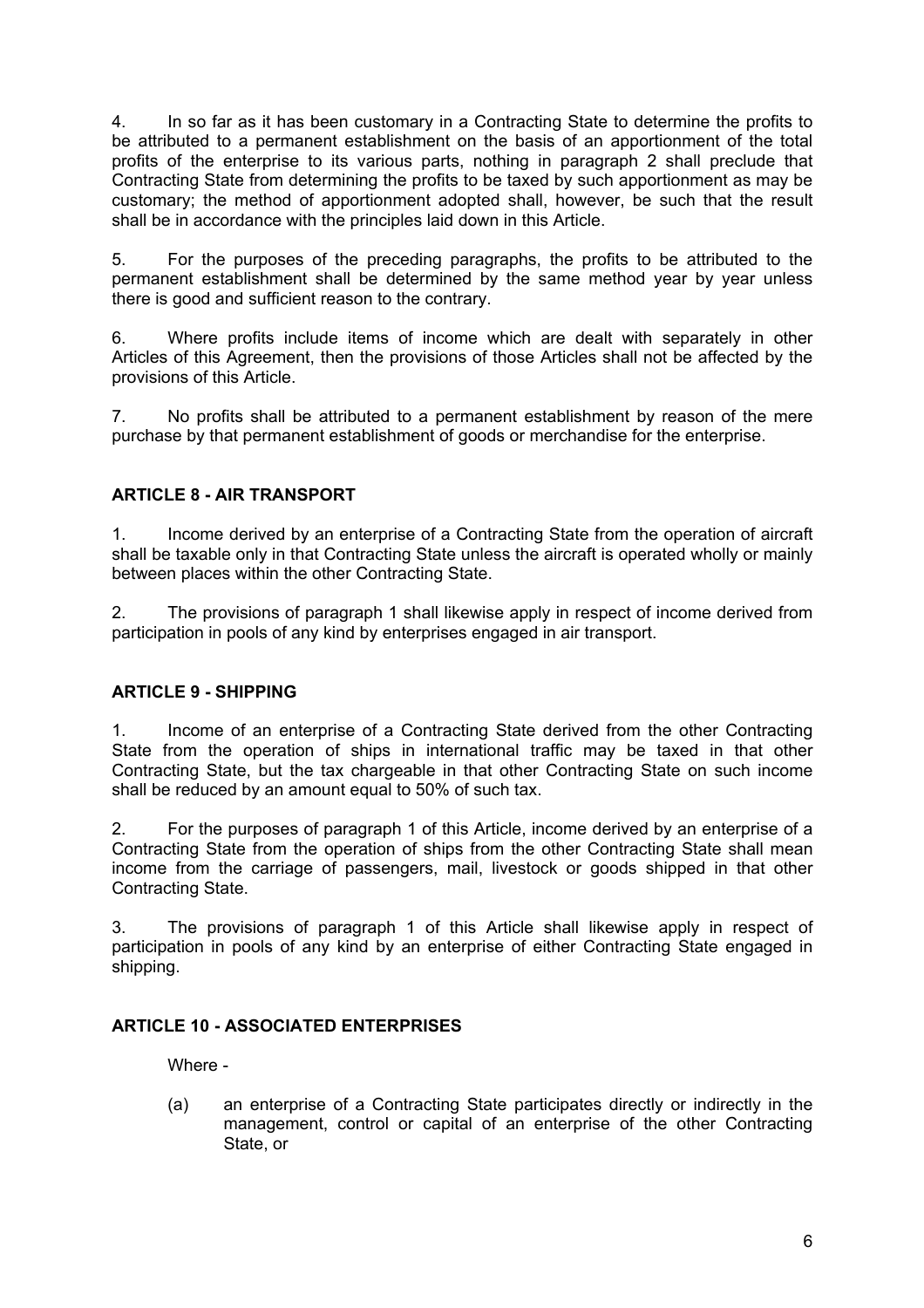4. In so far as it has been customary in a Contracting State to determine the profits to be attributed to a permanent establishment on the basis of an apportionment of the total profits of the enterprise to its various parts, nothing in paragraph 2 shall preclude that Contracting State from determining the profits to be taxed by such apportionment as may be customary; the method of apportionment adopted shall, however, be such that the result shall be in accordance with the principles laid down in this Article.

5. For the purposes of the preceding paragraphs, the profits to be attributed to the permanent establishment shall be determined by the same method year by year unless there is good and sufficient reason to the contrary.

6. Where profits include items of income which are dealt with separately in other Articles of this Agreement, then the provisions of those Articles shall not be affected by the provisions of this Article.

7. No profits shall be attributed to a permanent establishment by reason of the mere purchase by that permanent establishment of goods or merchandise for the enterprise.

## ARTICLE 8 - AIR TRANSPORT

1. Income derived by an enterprise of a Contracting State from the operation of aircraft shall be taxable only in that Contracting State unless the aircraft is operated wholly or mainly between places within the other Contracting State.

2. The provisions of paragraph 1 shall likewise apply in respect of income derived from participation in pools of any kind by enterprises engaged in air transport.

## ARTICLE 9 - SHIPPING

1. Income of an enterprise of a Contracting State derived from the other Contracting State from the operation of ships in international traffic may be taxed in that other Contracting State, but the tax chargeable in that other Contracting State on such income shall be reduced by an amount equal to 50% of such tax.

2. For the purposes of paragraph 1 of this Article, income derived by an enterprise of a Contracting State from the operation of ships from the other Contracting State shall mean income from the carriage of passengers, mail, livestock or goods shipped in that other Contracting State.

3. The provisions of paragraph 1 of this Article shall likewise apply in respect of participation in pools of any kind by an enterprise of either Contracting State engaged in shipping.

## ARTICLE 10 - ASSOCIATED ENTERPRISES

Where -

(a) an enterprise of a Contracting State participates directly or indirectly in the management, control or capital of an enterprise of the other Contracting State, or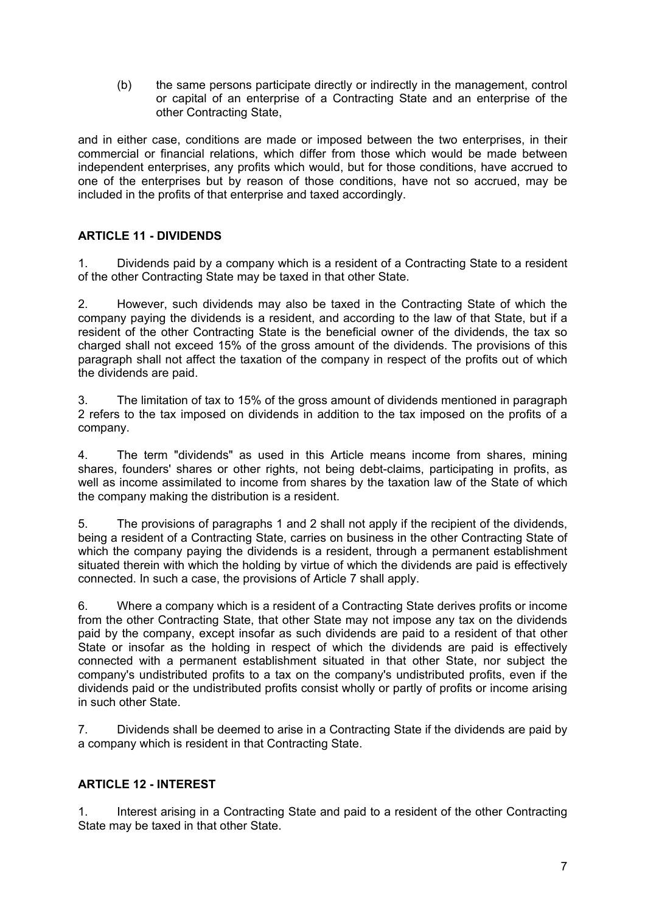(b) the same persons participate directly or indirectly in the management, control or capital of an enterprise of a Contracting State and an enterprise of the other Contracting State,

and in either case, conditions are made or imposed between the two enterprises, in their commercial or financial relations, which differ from those which would be made between independent enterprises, any profits which would, but for those conditions, have accrued to one of the enterprises but by reason of those conditions, have not so accrued, may be included in the profits of that enterprise and taxed accordingly.

## ARTICLE 11 - DIVIDENDS

1. Dividends paid by a company which is a resident of a Contracting State to a resident of the other Contracting State may be taxed in that other State.

2. However, such dividends may also be taxed in the Contracting State of which the company paying the dividends is a resident, and according to the law of that State, but if a resident of the other Contracting State is the beneficial owner of the dividends, the tax so charged shall not exceed 15% of the gross amount of the dividends. The provisions of this paragraph shall not affect the taxation of the company in respect of the profits out of which the dividends are paid.

3. The limitation of tax to 15% of the gross amount of dividends mentioned in paragraph 2 refers to the tax imposed on dividends in addition to the tax imposed on the profits of a company.

4. The term "dividends" as used in this Article means income from shares, mining shares, founders' shares or other rights, not being debt-claims, participating in profits, as well as income assimilated to income from shares by the taxation law of the State of which the company making the distribution is a resident.

5. The provisions of paragraphs 1 and 2 shall not apply if the recipient of the dividends, being a resident of a Contracting State, carries on business in the other Contracting State of which the company paying the dividends is a resident, through a permanent establishment situated therein with which the holding by virtue of which the dividends are paid is effectively connected. In such a case, the provisions of Article 7 shall apply.

6. Where a company which is a resident of a Contracting State derives profits or income from the other Contracting State, that other State may not impose any tax on the dividends paid by the company, except insofar as such dividends are paid to a resident of that other State or insofar as the holding in respect of which the dividends are paid is effectively connected with a permanent establishment situated in that other State, nor subject the company's undistributed profits to a tax on the company's undistributed profits, even if the dividends paid or the undistributed profits consist wholly or partly of profits or income arising in such other State.

7. Dividends shall be deemed to arise in a Contracting State if the dividends are paid by a company which is resident in that Contracting State.

## ARTICLE 12 - INTEREST

1. Interest arising in a Contracting State and paid to a resident of the other Contracting State may be taxed in that other State.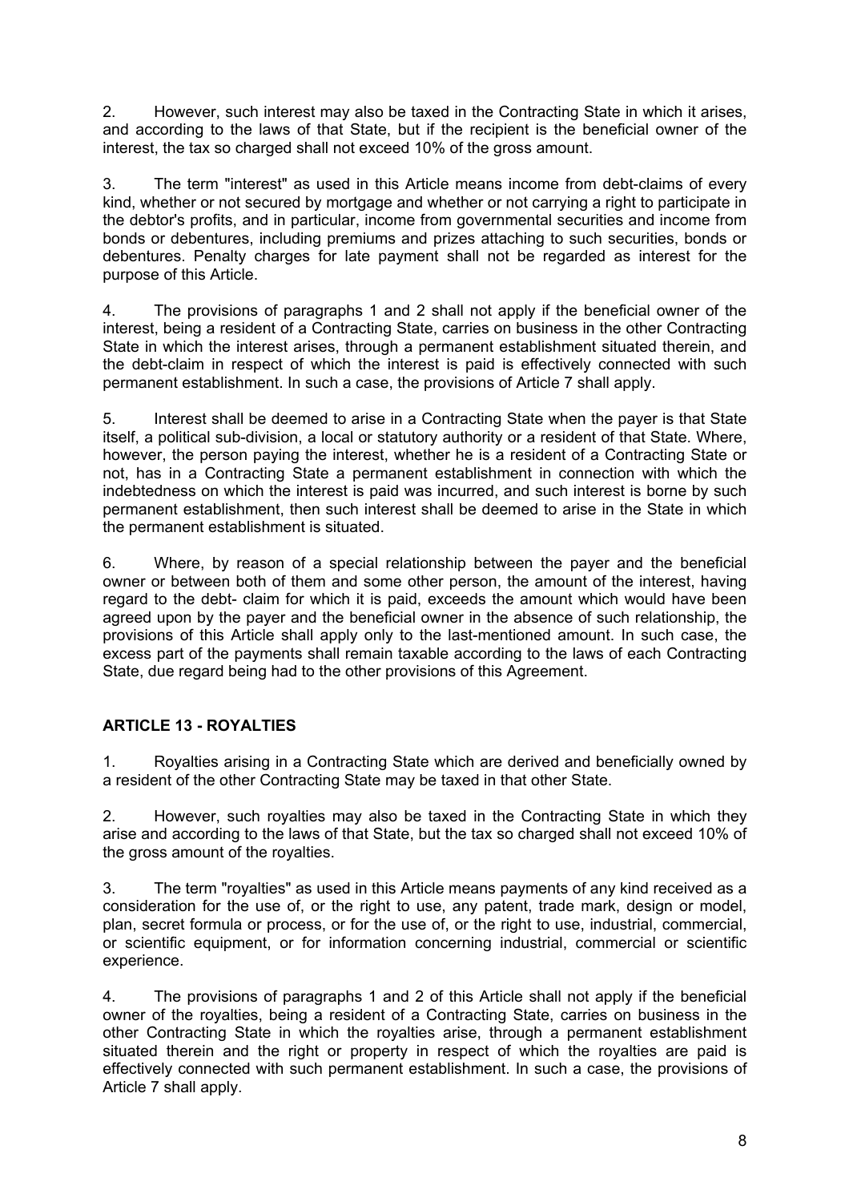2. However, such interest may also be taxed in the Contracting State in which it arises, and according to the laws of that State, but if the recipient is the beneficial owner of the interest, the tax so charged shall not exceed 10% of the gross amount.

3. The term "interest" as used in this Article means income from debt-claims of every kind, whether or not secured by mortgage and whether or not carrying a right to participate in the debtor's profits, and in particular, income from governmental securities and income from bonds or debentures, including premiums and prizes attaching to such securities, bonds or debentures. Penalty charges for late payment shall not be regarded as interest for the purpose of this Article.

4. The provisions of paragraphs 1 and 2 shall not apply if the beneficial owner of the interest, being a resident of a Contracting State, carries on business in the other Contracting State in which the interest arises, through a permanent establishment situated therein, and the debt-claim in respect of which the interest is paid is effectively connected with such permanent establishment. In such a case, the provisions of Article 7 shall apply.

5. Interest shall be deemed to arise in a Contracting State when the payer is that State itself, a political sub-division, a local or statutory authority or a resident of that State. Where, however, the person paying the interest, whether he is a resident of a Contracting State or not, has in a Contracting State a permanent establishment in connection with which the indebtedness on which the interest is paid was incurred, and such interest is borne by such permanent establishment, then such interest shall be deemed to arise in the State in which the permanent establishment is situated.

6. Where, by reason of a special relationship between the payer and the beneficial owner or between both of them and some other person, the amount of the interest, having regard to the debt- claim for which it is paid, exceeds the amount which would have been agreed upon by the payer and the beneficial owner in the absence of such relationship, the provisions of this Article shall apply only to the last-mentioned amount. In such case, the excess part of the payments shall remain taxable according to the laws of each Contracting State, due regard being had to the other provisions of this Agreement.

## ARTICLE 13 - ROYALTIES

1. Royalties arising in a Contracting State which are derived and beneficially owned by a resident of the other Contracting State may be taxed in that other State.

2. However, such royalties may also be taxed in the Contracting State in which they arise and according to the laws of that State, but the tax so charged shall not exceed 10% of the gross amount of the royalties.

3. The term "royalties" as used in this Article means payments of any kind received as a consideration for the use of, or the right to use, any patent, trade mark, design or model, plan, secret formula or process, or for the use of, or the right to use, industrial, commercial, or scientific equipment, or for information concerning industrial, commercial or scientific experience.

4. The provisions of paragraphs 1 and 2 of this Article shall not apply if the beneficial owner of the royalties, being a resident of a Contracting State, carries on business in the other Contracting State in which the royalties arise, through a permanent establishment situated therein and the right or property in respect of which the royalties are paid is effectively connected with such permanent establishment. In such a case, the provisions of Article 7 shall apply.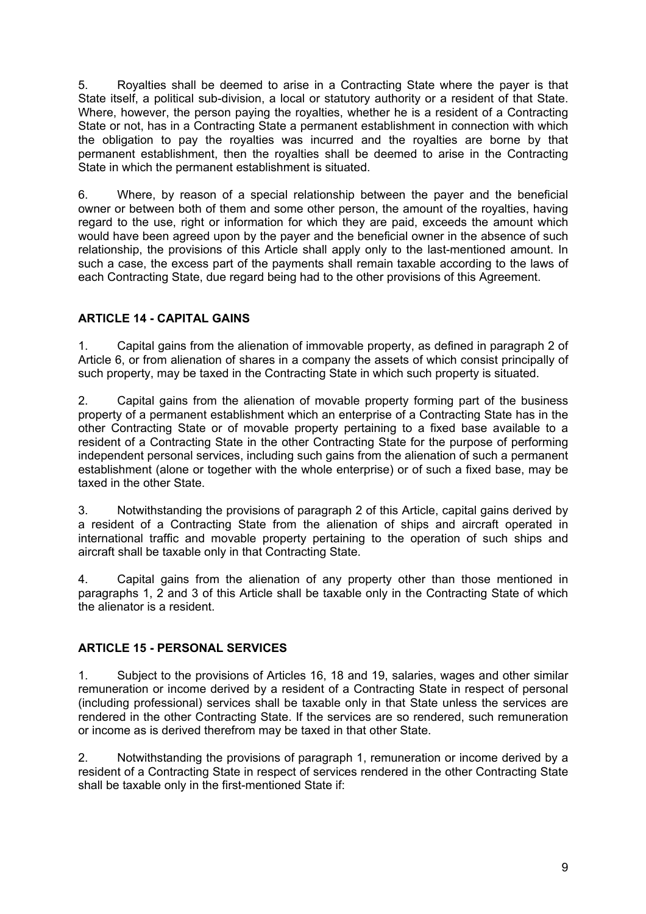5. Royalties shall be deemed to arise in a Contracting State where the payer is that State itself, a political sub-division, a local or statutory authority or a resident of that State. Where, however, the person paying the royalties, whether he is a resident of a Contracting State or not, has in a Contracting State a permanent establishment in connection with which the obligation to pay the royalties was incurred and the royalties are borne by that permanent establishment, then the royalties shall be deemed to arise in the Contracting State in which the permanent establishment is situated.

6. Where, by reason of a special relationship between the payer and the beneficial owner or between both of them and some other person, the amount of the royalties, having regard to the use, right or information for which they are paid, exceeds the amount which would have been agreed upon by the payer and the beneficial owner in the absence of such relationship, the provisions of this Article shall apply only to the last-mentioned amount. In such a case, the excess part of the payments shall remain taxable according to the laws of each Contracting State, due regard being had to the other provisions of this Agreement.

## ARTICLE 14 - CAPITAL GAINS

1. Capital gains from the alienation of immovable property, as defined in paragraph 2 of Article 6, or from alienation of shares in a company the assets of which consist principally of such property, may be taxed in the Contracting State in which such property is situated.

2. Capital gains from the alienation of movable property forming part of the business property of a permanent establishment which an enterprise of a Contracting State has in the other Contracting State or of movable property pertaining to a fixed base available to a resident of a Contracting State in the other Contracting State for the purpose of performing independent personal services, including such gains from the alienation of such a permanent establishment (alone or together with the whole enterprise) or of such a fixed base, may be taxed in the other State.

3. Notwithstanding the provisions of paragraph 2 of this Article, capital gains derived by a resident of a Contracting State from the alienation of ships and aircraft operated in international traffic and movable property pertaining to the operation of such ships and aircraft shall be taxable only in that Contracting State.

4. Capital gains from the alienation of any property other than those mentioned in paragraphs 1, 2 and 3 of this Article shall be taxable only in the Contracting State of which the alienator is a resident.

## ARTICLE 15 - PERSONAL SERVICES

1. Subject to the provisions of Articles 16, 18 and 19, salaries, wages and other similar remuneration or income derived by a resident of a Contracting State in respect of personal (including professional) services shall be taxable only in that State unless the services are rendered in the other Contracting State. If the services are so rendered, such remuneration or income as is derived therefrom may be taxed in that other State.

2. Notwithstanding the provisions of paragraph 1, remuneration or income derived by a resident of a Contracting State in respect of services rendered in the other Contracting State shall be taxable only in the first-mentioned State if: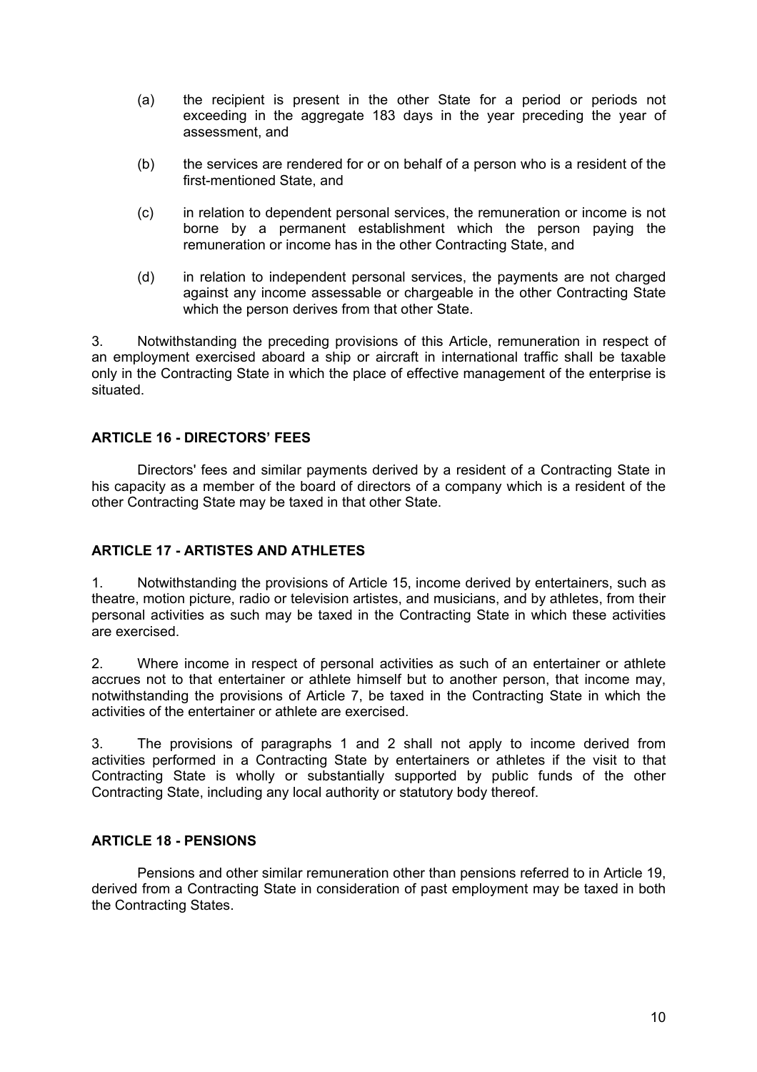(a) the recipient is present in the other State for a period or periods not exceeding in the aggregate 183 days in the year preceding the year of assessment, and

(b) the services are rendered for or on behalf of a person who is a resident of the first-mentioned State, and

(c) in relation to dependent personal services, the remuneration or income is not borne by a permanent establishment which the person paying the remuneration or income has in the other Contracting State, and

(d) in relation to independent personal services, the payments are not charged against any income assessable or chargeable in the other Contracting State which the person derives from that other State.

3. Notwithstanding the preceding provisions of this Article, remuneration in respect of an employment exercised aboard a ship or aircraft in international traffic shall be taxable only in the Contracting State in which the place of effective management of the enterprise is situated.

**ARTICLE 16 - DIRECTORS' FEES**

Directors' fees and similar payments derived by a resident of a Contracting State in his capacity as a member of the board of directors of a company which is a resident of the other Contracting State may be taxed in that other State.

**ARTICLE 17 - ARTISTES AND ATHLETES**

1. Notwithstanding the provisions of Article 15, income derived by entertainers, such as theatre, motion picture, radio or television artistes, and musicians, and by athletes, from their personal activities as such may be taxed in the Contracting State in which these activities are exercised.

2. Where income in respect of personal activities as such of an entertainer or athlete accrues not to that entertainer or athlete himself but to another person, that income may, notwithstanding the provisions of Article 7, be taxed in the Contracting State in which the activities of the entertainer or athlete are exercised.

3. The provisions of paragraphs 1 and 2 shall not apply to income derived from activities performed in a Contracting State by entertainers or athletes if the visit to that Contracting State is wholly or substantially supported by public funds of the other Contracting State, including any local authority or statutory body thereof.

**ARTICLE 18 - PENSIONS**

Pensions and other similar remuneration other than pensions referred to in Article 19, derived from a Contracting State in consideration of past employment may be taxed in both the Contracting States.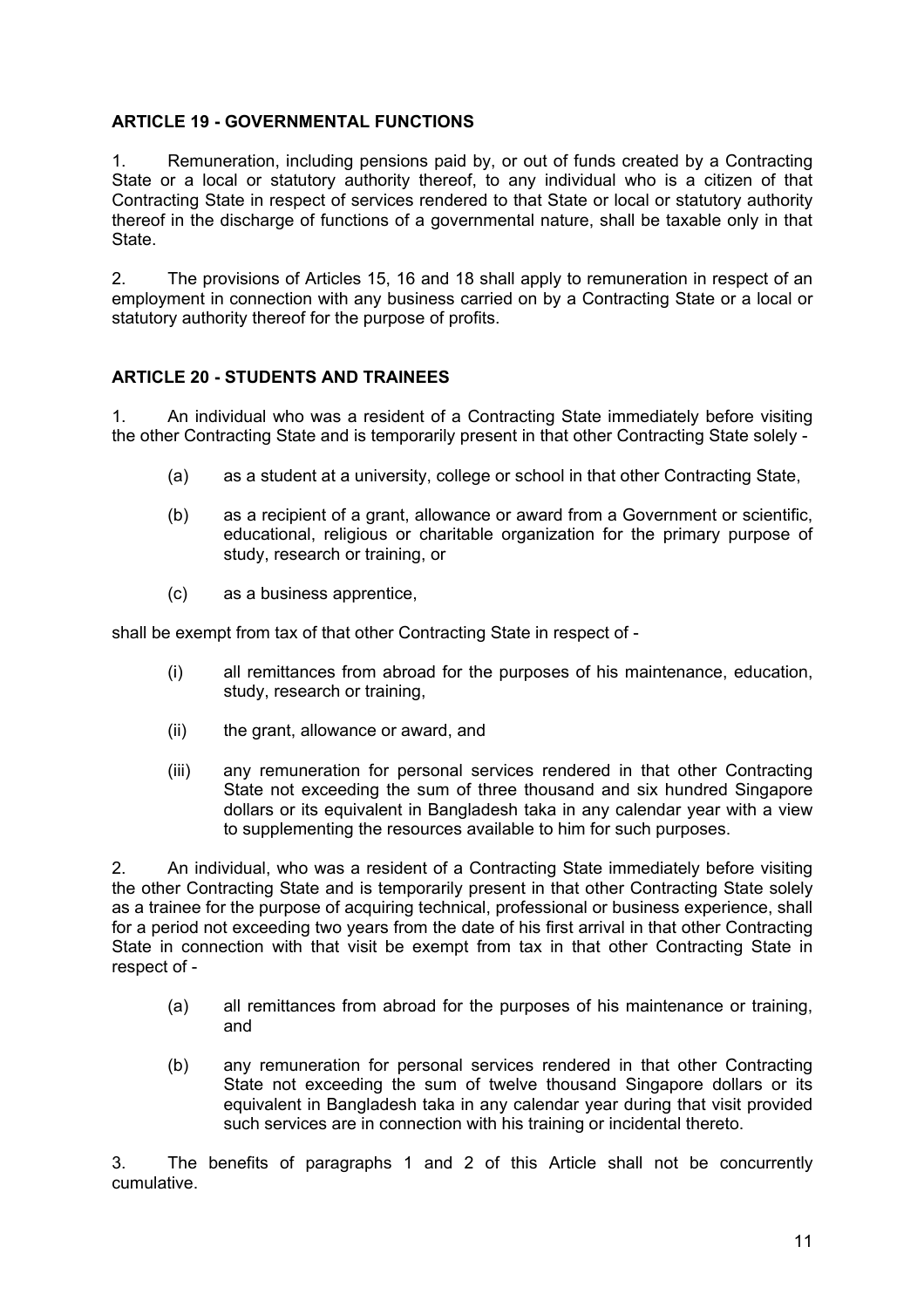**ARTICLE 19 - GOVERNMENTAL FUNCTIONS**

1. Remuneration, including pensions paid by, or out of funds created by a Contracting State or a local or statutory authority thereof, to any individual who is a citizen of that Contracting State in respect of services rendered to that State or local or statutory authority thereof in the discharge of functions of a governmental nature, shall be taxable only in that State.

2. The provisions of Articles 15, 16 and 18 shall apply to remuneration in respect of an employment in connection with any business carried on by a Contracting State or a local or statutory authority thereof for the purpose of profits.

**ARTICLE 20 - STUDENTS AND TRAINEES**

1. An individual who was a resident of a Contracting State immediately before visiting the other Contracting State and is temporarily present in that other Contracting State solely -

   (a) as a student at a university, college or school in that other Contracting State,

   (b) as a recipient of a grant, allowance or award from a Government or scientific, educational, religious or charitable organization for the primary purpose of study, research or training, or

   (c) as a business apprentice,

shall be exempt from tax of that other Contracting State in respect of -

   (i) all remittances from abroad for the purposes of his maintenance, education, study, research or training,

   (ii) the grant, allowance or award, and

   (iii) any remuneration for personal services rendered in that other Contracting State not exceeding the sum of three thousand and six hundred Singapore dollars or its equivalent in Bangladesh taka in any calendar year with a view to supplementing the resources available to him for such purposes.

2. An individual, who was a resident of a Contracting State immediately before visiting the other Contracting State and is temporarily present in that other Contracting State solely as a trainee for the purpose of acquiring technical, professional or business experience, shall for a period not exceeding two years from the date of his first arrival in that other Contracting State in connection with that visit be exempt from tax in that other Contracting State in respect of -

   (a) all remittances from abroad for the purposes of his maintenance or training, and

   (b) any remuneration for personal services rendered in that other Contracting State not exceeding the sum of twelve thousand Singapore dollars or its equivalent in Bangladesh taka in any calendar year during that visit provided such services are in connection with his training or incidental thereto.

3. The benefits of paragraphs 1 and 2 of this Article shall not be concurrently cumulative.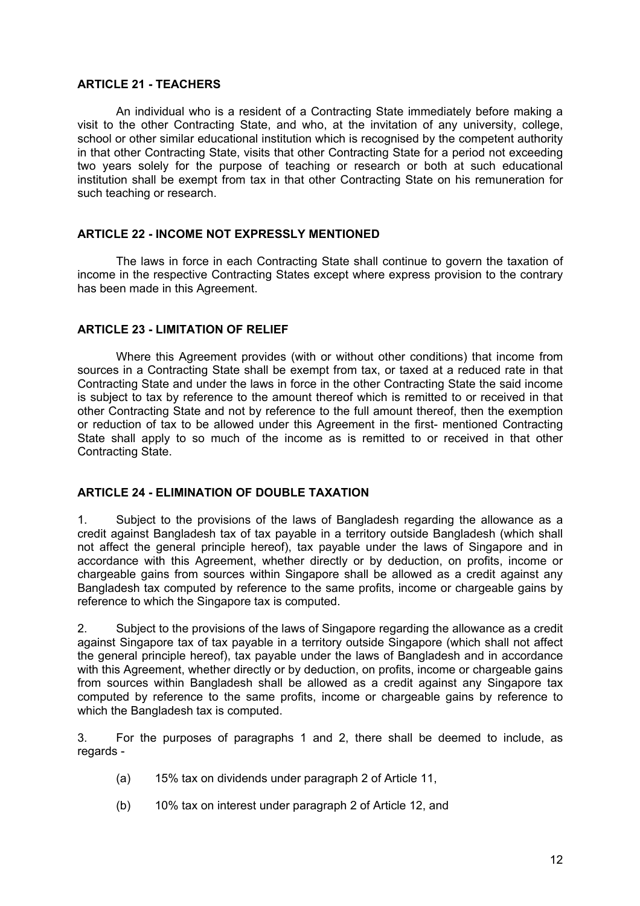**ARTICLE 21 - TEACHERS**

An individual who is a resident of a Contracting State immediately before making a visit to the other Contracting State, and who, at the invitation of any university, college, school or other similar educational institution which is recognised by the competent authority in that other Contracting State, visits that other Contracting State for a period not exceeding two years solely for the purpose of teaching or research or both at such educational institution shall be exempt from tax in that other Contracting State on his remuneration for such teaching or research.

**ARTICLE 22 - INCOME NOT EXPRESSLY MENTIONED**

The laws in force in each Contracting State shall continue to govern the taxation of income in the respective Contracting States except where express provision to the contrary has been made in this Agreement.

**ARTICLE 23 - LIMITATION OF RELIEF**

Where this Agreement provides (with or without other conditions) that income from sources in a Contracting State shall be exempt from tax, or taxed at a reduced rate in that Contracting State and under the laws in force in the other Contracting State the said income is subject to tax by reference to the amount thereof which is remitted to or received in that other Contracting State and not by reference to the full amount thereof, then the exemption or reduction of tax to be allowed under this Agreement in the first- mentioned Contracting State shall apply to so much of the income as is remitted to or received in that other Contracting State.

**ARTICLE 24 - ELIMINATION OF DOUBLE TAXATION**

1. Subject to the provisions of the laws of Bangladesh regarding the allowance as a credit against Bangladesh tax of tax payable in a territory outside Bangladesh (which shall not affect the general principle hereof), tax payable under the laws of Singapore and in accordance with this Agreement, whether directly or by deduction, on profits, income or chargeable gains from sources within Singapore shall be allowed as a credit against any Bangladesh tax computed by reference to the same profits, income or chargeable gains by reference to which the Singapore tax is computed.

2. Subject to the provisions of the laws of Singapore regarding the allowance as a credit against Singapore tax of tax payable in a territory outside Singapore (which shall not affect the general principle hereof), tax payable under the laws of Bangladesh and in accordance with this Agreement, whether directly or by deduction, on profits, income or chargeable gains from sources within Bangladesh shall be allowed as a credit against any Singapore tax computed by reference to the same profits, income or chargeable gains by reference to which the Bangladesh tax is computed.

3. For the purposes of paragraphs 1 and 2, there shall be deemed to include, as regards -

(a) 15% tax on dividends under paragraph 2 of Article 11,

(b) 10% tax on interest under paragraph 2 of Article 12, and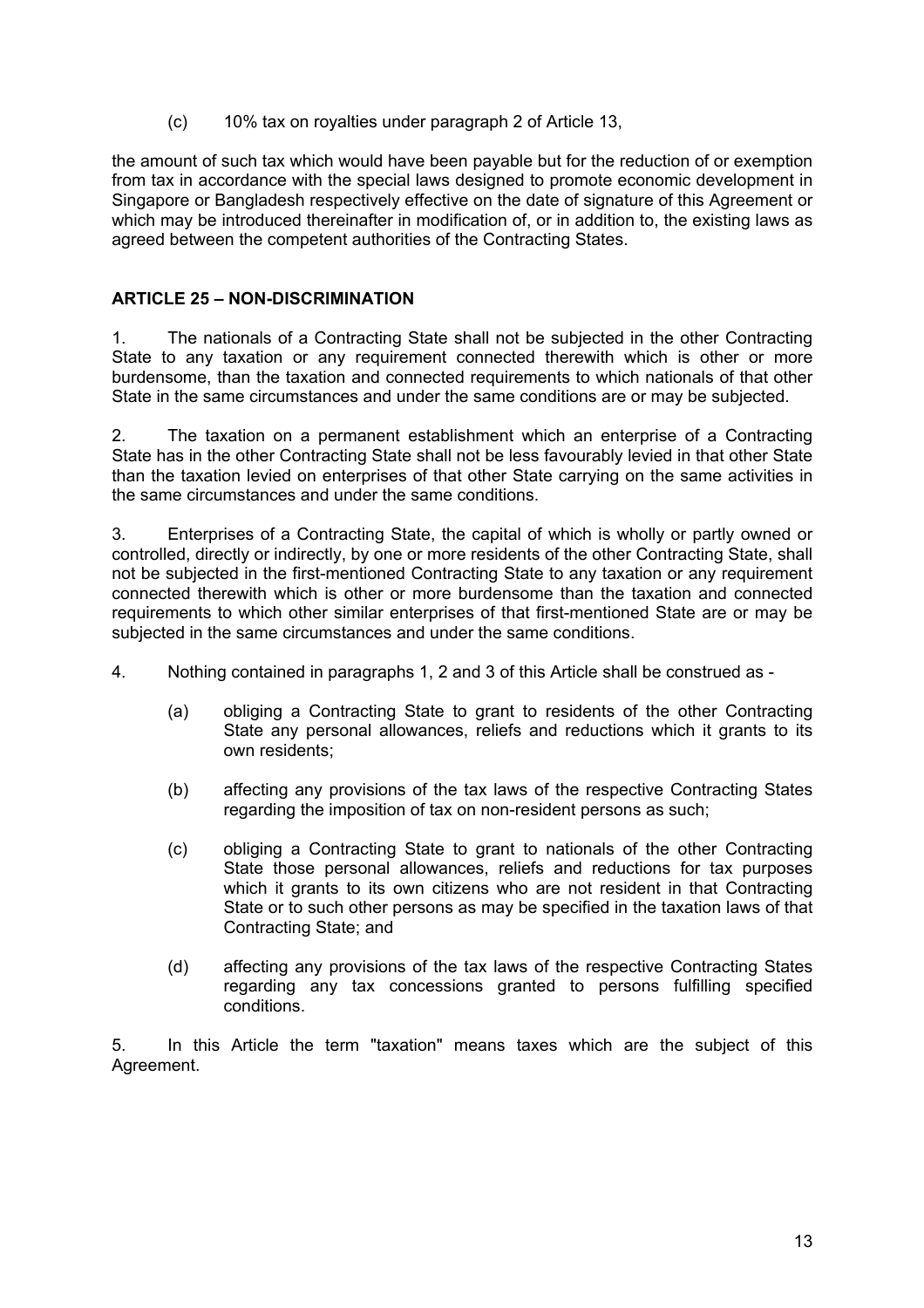(c) 10% tax on royalties under paragraph 2 of Article 13,

the amount of such tax which would have been payable but for the reduction of or exemption from tax in accordance with the special laws designed to promote economic development in Singapore or Bangladesh respectively effective on the date of signature of this Agreement or which may be introduced thereinafter in modification of, or in addition to, the existing laws as agreed between the competent authorities of the Contracting States.

## ARTICLE 25 – NON-DISCRIMINATION

1. The nationals of a Contracting State shall not be subjected in the other Contracting State to any taxation or any requirement connected therewith which is other or more burdensome, than the taxation and connected requirements to which nationals of that other State in the same circumstances and under the same conditions are or may be subjected.

2. The taxation on a permanent establishment which an enterprise of a Contracting State has in the other Contracting State shall not be less favourably levied in that other State than the taxation levied on enterprises of that other State carrying on the same activities in the same circumstances and under the same conditions.

3. Enterprises of a Contracting State, the capital of which is wholly or partly owned or controlled, directly or indirectly, by one or more residents of the other Contracting State, shall not be subjected in the first-mentioned Contracting State to any taxation or any requirement connected therewith which is other or more burdensome than the taxation and connected requirements to which other similar enterprises of that first-mentioned State are or may be subjected in the same circumstances and under the same conditions.

4. Nothing contained in paragraphs 1, 2 and 3 of this Article shall be construed as -

   (a) obliging a Contracting State to grant to residents of the other Contracting State any personal allowances, reliefs and reductions which it grants to its own residents;

   (b) affecting any provisions of the tax laws of the respective Contracting States regarding the imposition of tax on non-resident persons as such;

   (c) obliging a Contracting State to grant to nationals of the other Contracting State those personal allowances, reliefs and reductions for tax purposes which it grants to its own citizens who are not resident in that Contracting State or to such other persons as may be specified in the taxation laws of that Contracting State; and

   (d) affecting any provisions of the tax laws of the respective Contracting States regarding any tax concessions granted to persons fulfilling specified conditions.

5. In this Article the term "taxation" means taxes which are the subject of this Agreement.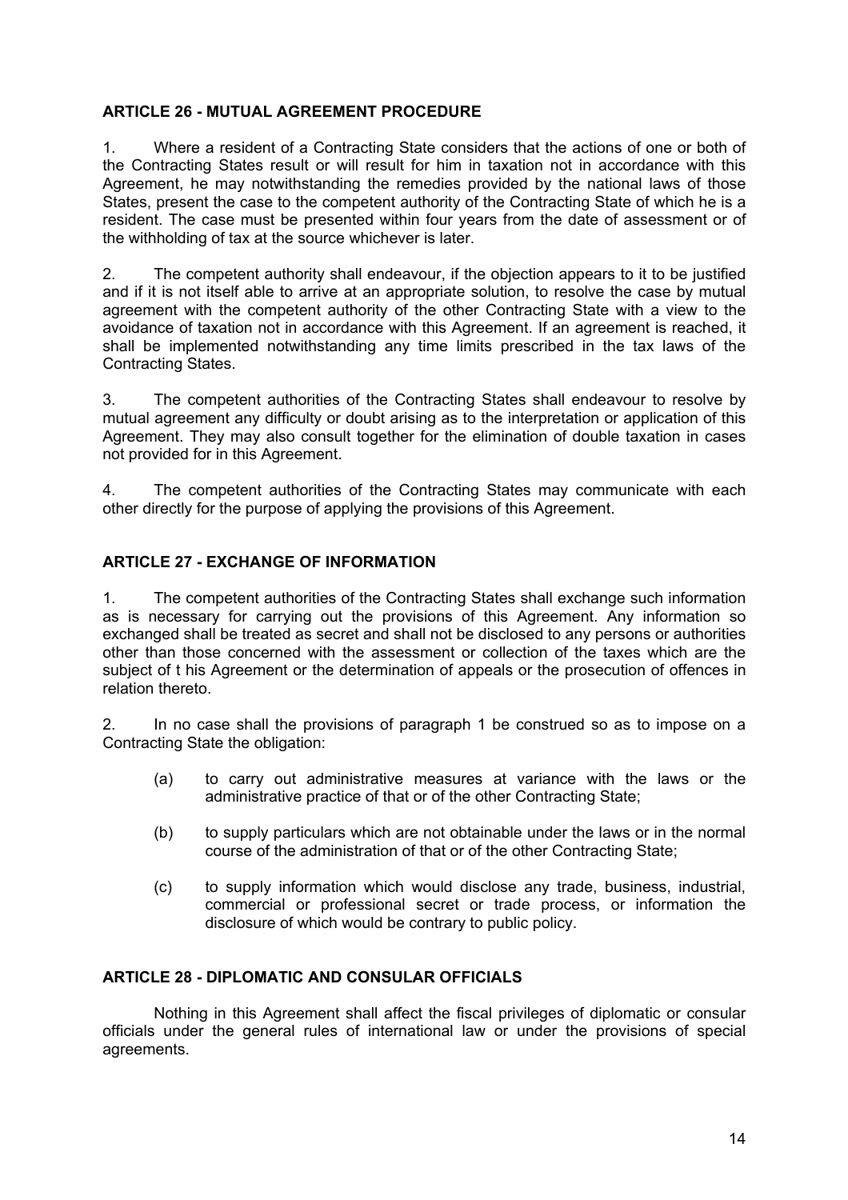## ARTICLE 26 - MUTUAL AGREEMENT PROCEDURE

1. Where a resident of a Contracting State considers that the actions of one or both of the Contracting States result or will result for him in taxation not in accordance with this Agreement, he may notwithstanding the remedies provided by the national laws of those States, present the case to the competent authority of the Contracting State of which he is a resident. The case must be presented within four years from the date of assessment or of the withholding of tax at the source whichever is later.

2. The competent authority shall endeavour, if the objection appears to it to be justified and if it is not itself able to arrive at an appropriate solution, to resolve the case by mutual agreement with the competent authority of the other Contracting State with a view to the avoidance of taxation not in accordance with this Agreement. If an agreement is reached, it shall be implemented notwithstanding any time limits prescribed in the tax laws of the Contracting States.

3. The competent authorities of the Contracting States shall endeavour to resolve by mutual agreement any difficulty or doubt arising as to the interpretation or application of this Agreement. They may also consult together for the elimination of double taxation in cases not provided for in this Agreement.

4. The competent authorities of the Contracting States may communicate with each other directly for the purpose of applying the provisions of this Agreement.

## ARTICLE 27 - EXCHANGE OF INFORMATION

1. The competent authorities of the Contracting States shall exchange such information as is necessary for carrying out the provisions of this Agreement. Any information so exchanged shall be treated as secret and shall not be disclosed to any persons or authorities other than those concerned with the assessment or collection of the taxes which are the subject of t his Agreement or the determination of appeals or the prosecution of offences in relation thereto.

2. In no case shall the provisions of paragraph 1 be construed so as to impose on a Contracting State the obligation:

(a) to carry out administrative measures at variance with the laws or the administrative practice of that or of the other Contracting State;

(b) to supply particulars which are not obtainable under the laws or in the normal course of the administration of that or of the other Contracting State;

(c) to supply information which would disclose any trade, business, industrial, commercial or professional secret or trade process, or information the disclosure of which would be contrary to public policy.

## ARTICLE 28 - DIPLOMATIC AND CONSULAR OFFICIALS

Nothing in this Agreement shall affect the fiscal privileges of diplomatic or consular officials under the general rules of international law or under the provisions of special agreements.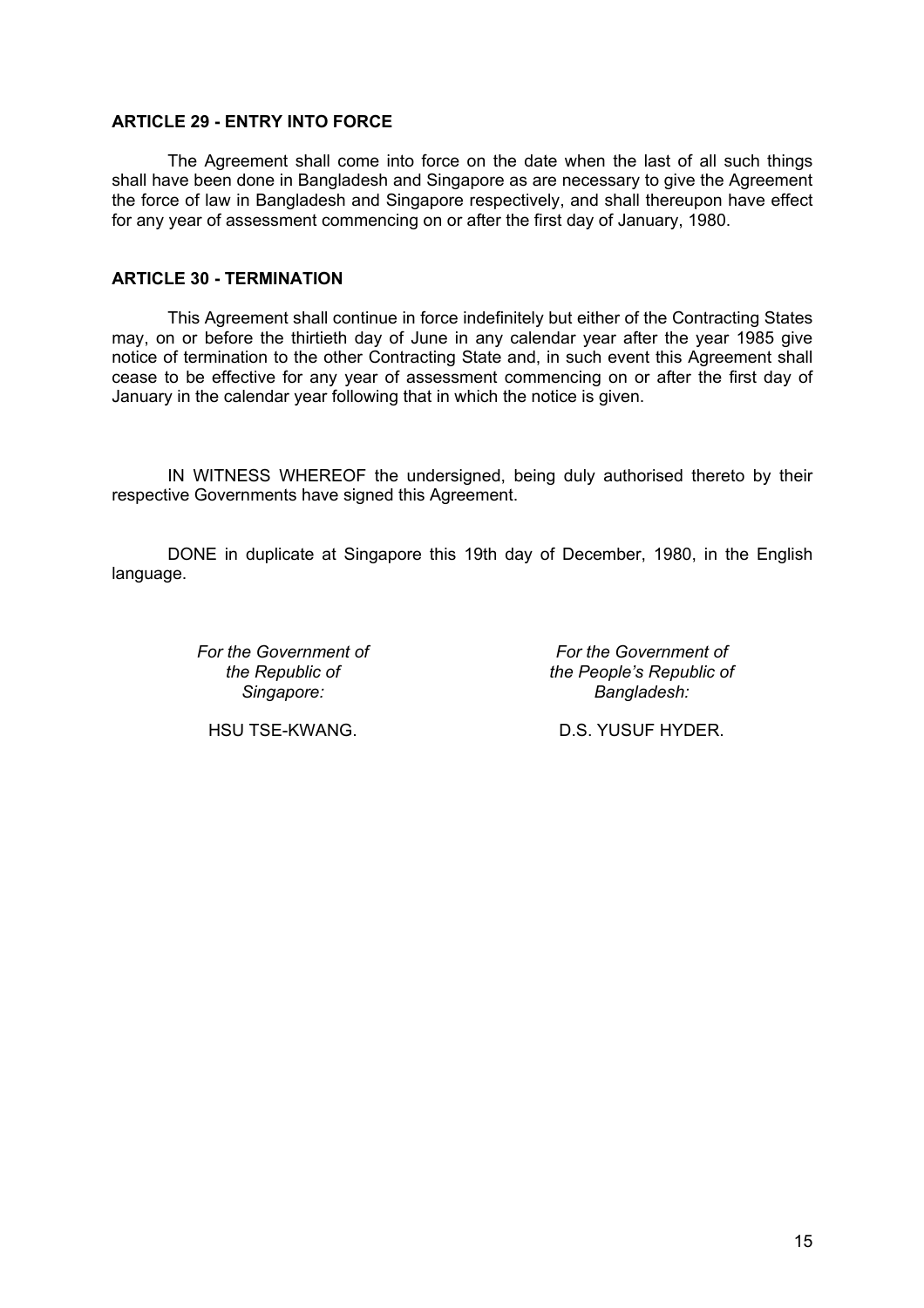**ARTICLE 29 - ENTRY INTO FORCE**

The Agreement shall come into force on the date when the last of all such things shall have been done in Bangladesh and Singapore as are necessary to give the Agreement the force of law in Bangladesh and Singapore respectively, and shall thereupon have effect for any year of assessment commencing on or after the first day of January, 1980.

**ARTICLE 30 - TERMINATION**

This Agreement shall continue in force indefinitely but either of the Contracting States may, on or before the thirtieth day of June in any calendar year after the year 1985 give notice of termination to the other Contracting State and, in such event this Agreement shall cease to be effective for any year of assessment commencing on or after the first day of January in the calendar year following that in which the notice is given.

IN WITNESS WHEREOF the undersigned, being duly authorised thereto by their respective Governments have signed this Agreement.

DONE in duplicate at Singapore this 19th day of December, 1980, in the English language.

| | |
|---|---|
| *For the Government of the Republic of Singapore:* | *For the Government of the People's Republic of Bangladesh:* |
| HSU TSE-KWANG. | D.S. YUSUF HYDER. |